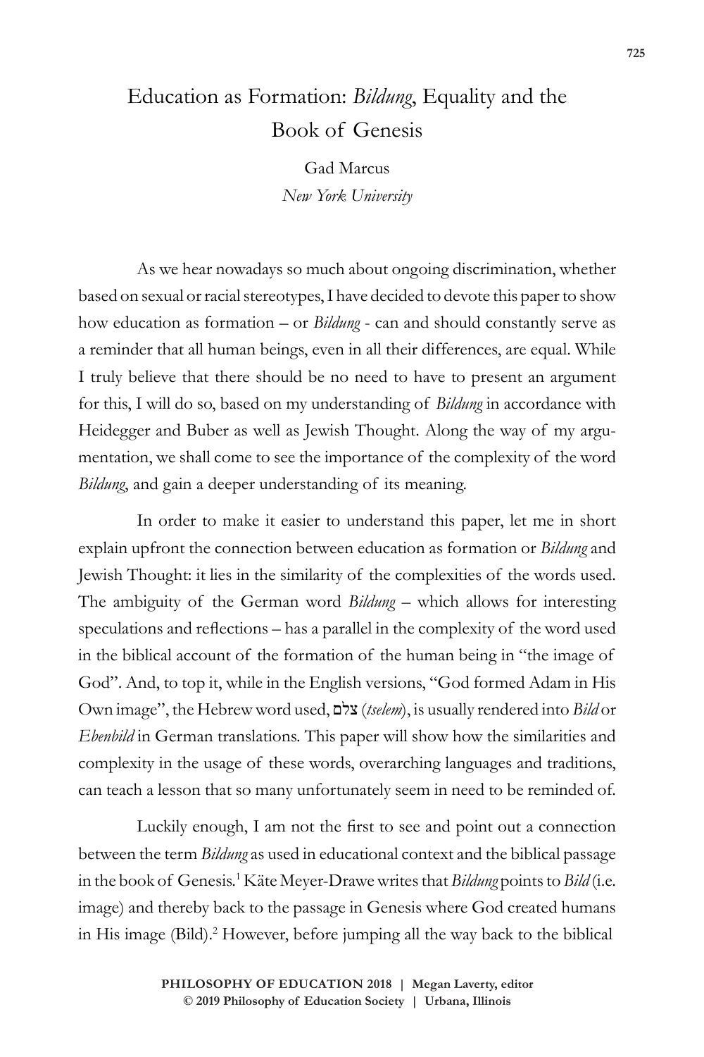# Education as Formation: *Bildung*, Equality and the Book of Genesis

Gad Marcus
*New York University*

As we hear nowadays so much about ongoing discrimination, whether based on sexual or racial stereotypes, I have decided to devote this paper to show how education as formation – or *Bildung* - can and should constantly serve as a reminder that all human beings, even in all their differences, are equal. While I truly believe that there should be no need to have to present an argument for this, I will do so, based on my understanding of *Bildung* in accordance with Heidegger and Buber as well as Jewish Thought. Along the way of my argumentation, we shall come to see the importance of the complexity of the word *Bildung*, and gain a deeper understanding of its meaning.

In order to make it easier to understand this paper, let me in short explain upfront the connection between education as formation or *Bildung* and Jewish Thought: it lies in the similarity of the complexities of the words used. The ambiguity of the German word *Bildung* – which allows for interesting speculations and reflections – has a parallel in the complexity of the word used in the biblical account of the formation of the human being in "the image of God". And, to top it, while in the English versions, "God formed Adam in His Own image", the Hebrew word used, צלם (*tselem*), is usually rendered into *Bild* or *Ebenbild* in German translations. This paper will show how the similarities and complexity in the usage of these words, overarching languages and traditions, can teach a lesson that so many unfortunately seem in need to be reminded of.

Luckily enough, I am not the first to see and point out a connection between the term *Bildung* as used in educational context and the biblical passage in the book of Genesis.[1] Käte Meyer-Drawe writes that *Bildung* points to *Bild* (i.e. image) and thereby back to the passage in Genesis where God created humans in His image (Bild).[2] However, before jumping all the way back to the biblical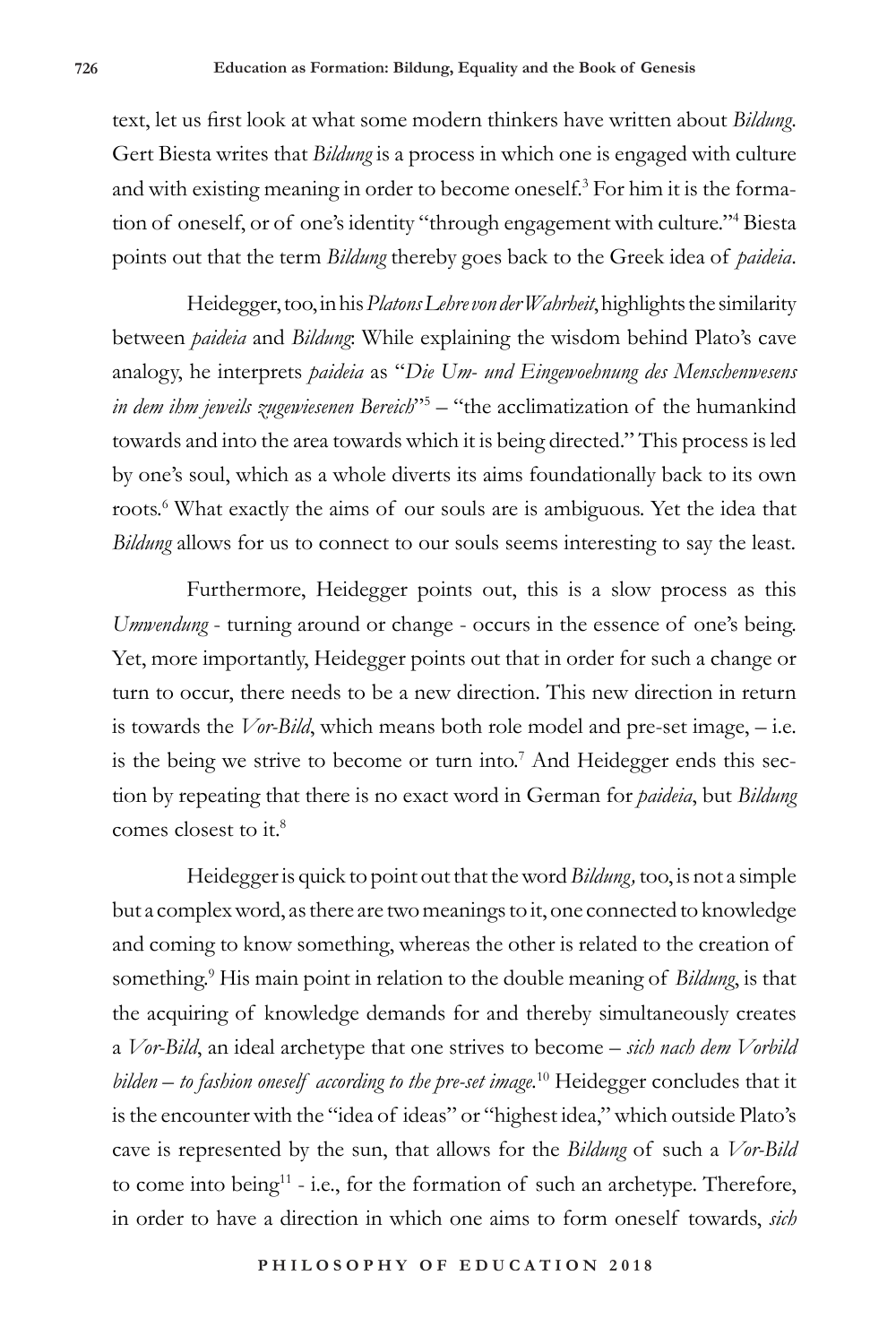text, let us first look at what some modern thinkers have written about *Bildung*. Gert Biesta writes that *Bildung* is a process in which one is engaged with culture and with existing meaning in order to become oneself.[3] For him it is the formation of oneself, or of one's identity "through engagement with culture."[4] Biesta points out that the term *Bildung* thereby goes back to the Greek idea of *paideia*.

Heidegger, too, in his *Platons Lehre von der Wahrheit*, highlights the similarity between *paideia* and *Bildung*: While explaining the wisdom behind Plato's cave analogy, he interprets *paideia* as "*Die Um- und Eingewoehnung des Menschenwesens in dem ihm jeweils zugewiesenen Bereich*"[5] – "the acclimatization of the humankind towards and into the area towards which it is being directed." This process is led by one's soul, which as a whole diverts its aims foundationally back to its own roots.[6] What exactly the aims of our souls are is ambiguous. Yet the idea that *Bildung* allows for us to connect to our souls seems interesting to say the least.

Furthermore, Heidegger points out, this is a slow process as this *Umwendung* - turning around or change - occurs in the essence of one's being. Yet, more importantly, Heidegger points out that in order for such a change or turn to occur, there needs to be a new direction. This new direction in return is towards the *Vor-Bild*, which means both role model and pre-set image, – i.e. is the being we strive to become or turn into.[7] And Heidegger ends this section by repeating that there is no exact word in German for *paideia*, but *Bildung* comes closest to it.[8]

Heidegger is quick to point out that the word *Bildung*, too, is not a simple but a complex word, as there are two meanings to it, one connected to knowledge and coming to know something, whereas the other is related to the creation of something.[9] His main point in relation to the double meaning of *Bildung*, is that the acquiring of knowledge demands for and thereby simultaneously creates a *Vor-Bild*, an ideal archetype that one strives to become – *sich nach dem Vorbild bilden – to fashion oneself according to the pre-set image*.[10] Heidegger concludes that it is the encounter with the "idea of ideas" or "highest idea," which outside Plato's cave is represented by the sun, that allows for the *Bildung* of such a *Vor-Bild* to come into being[11] - i.e., for the formation of such an archetype. Therefore, in order to have a direction in which one aims to form oneself towards, *sich*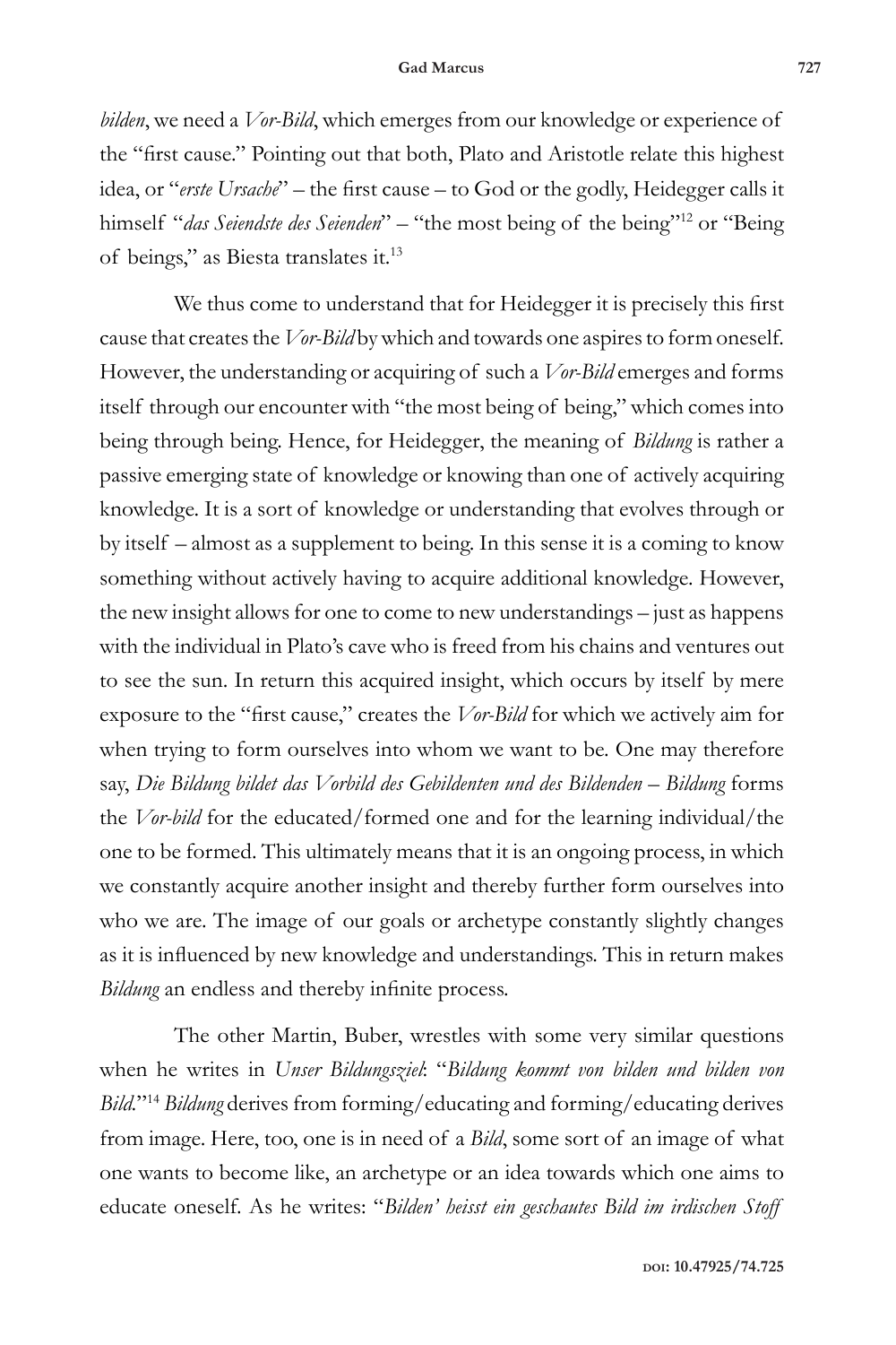*bilden*, we need a *Vor-Bild*, which emerges from our knowledge or experience of the "first cause." Pointing out that both, Plato and Aristotle relate this highest idea, or "*erste Ursache*" – the first cause – to God or the godly, Heidegger calls it himself "*das Seiendste des Seienden*" – "the most being of the being"[12] or "Being of beings," as Biesta translates it.[13]

We thus come to understand that for Heidegger it is precisely this first cause that creates the *Vor-Bild* by which and towards one aspires to form oneself. However, the understanding or acquiring of such a *Vor-Bild* emerges and forms itself through our encounter with "the most being of being," which comes into being through being. Hence, for Heidegger, the meaning of *Bildung* is rather a passive emerging state of knowledge or knowing than one of actively acquiring knowledge. It is a sort of knowledge or understanding that evolves through or by itself – almost as a supplement to being. In this sense it is a coming to know something without actively having to acquire additional knowledge. However, the new insight allows for one to come to new understandings – just as happens with the individual in Plato's cave who is freed from his chains and ventures out to see the sun. In return this acquired insight, which occurs by itself by mere exposure to the "first cause," creates the *Vor-Bild* for which we actively aim for when trying to form ourselves into whom we want to be. One may therefore say, *Die Bildung bildet das Vorbild des Gebildenten und des Bildenden* – *Bildung* forms the *Vor-bild* for the educated/formed one and for the learning individual/the one to be formed. This ultimately means that it is an ongoing process, in which we constantly acquire another insight and thereby further form ourselves into who we are. The image of our goals or archetype constantly slightly changes as it is influenced by new knowledge and understandings. This in return makes *Bildung* an endless and thereby infinite process.

The other Martin, Buber, wrestles with some very similar questions when he writes in *Unser Bildungsziel*: "*Bildung kommt von bilden und bilden von Bild*."[14] *Bildung* derives from forming/educating and forming/educating derives from image. Here, too, one is in need of a *Bild*, some sort of an image of what one wants to become like, an archetype or an idea towards which one aims to educate oneself. As he writes: "*'Bilden' heisst ein geschautes Bild im irdischen Stoff*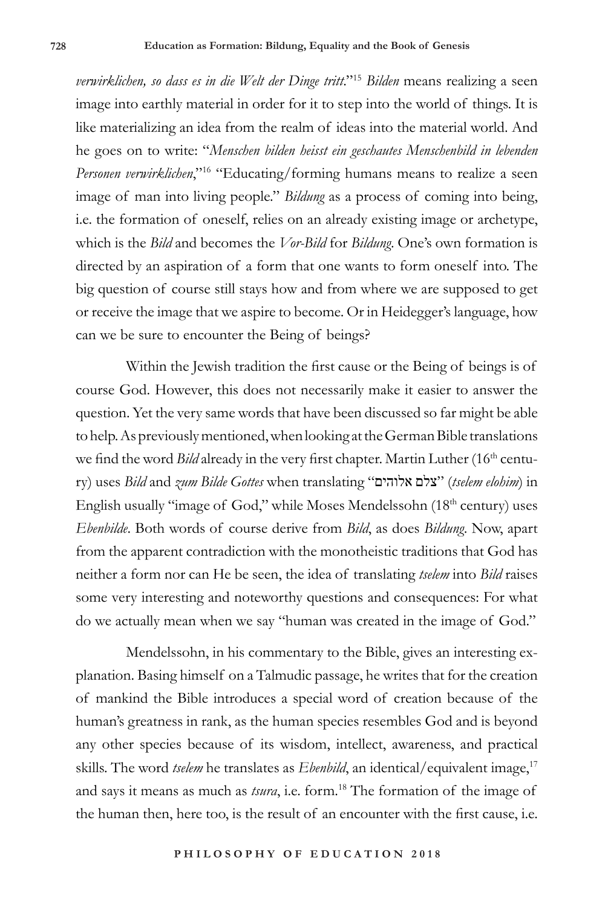*verwirklichen, so dass es in die Welt der Dinge tritt*."[15] *Bilden* means realizing a seen image into earthly material in order for it to step into the world of things. It is like materializing an idea from the realm of ideas into the material world. And he goes on to write: "*Menschen bilden heisst ein geschautes Menschenbild in lebenden Personen verwirklichen*,"[16] "Educating/forming humans means to realize a seen image of man into living people." *Bildung* as a process of coming into being, i.e. the formation of oneself, relies on an already existing image or archetype, which is the *Bild* and becomes the *Vor-Bild* for *Bildung*. One's own formation is directed by an aspiration of a form that one wants to form oneself into. The big question of course still stays how and from where we are supposed to get or receive the image that we aspire to become. Or in Heidegger's language, how can we be sure to encounter the Being of beings?

Within the Jewish tradition the first cause or the Being of beings is of course God. However, this does not necessarily make it easier to answer the question. Yet the very same words that have been discussed so far might be able to help. As previously mentioned, when looking at the German Bible translations we find the word *Bild* already in the very first chapter. Martin Luther (16th century) uses *Bild* and *zum Bilde Gottes* when translating "צלם אלוהים" (*tselem elohim*) in English usually "image of God," while Moses Mendelssohn (18th century) uses *Ebenbilde*. Both words of course derive from *Bild*, as does *Bildung*. Now, apart from the apparent contradiction with the monotheistic traditions that God has neither a form nor can He be seen, the idea of translating *tselem* into *Bild* raises some very interesting and noteworthy questions and consequences: For what do we actually mean when we say "human was created in the image of God."

Mendelssohn, in his commentary to the Bible, gives an interesting explanation. Basing himself on a Talmudic passage, he writes that for the creation of mankind the Bible introduces a special word of creation because of the human's greatness in rank, as the human species resembles God and is beyond any other species because of its wisdom, intellect, awareness, and practical skills. The word *tselem* he translates as *Ebenbild*, an identical/equivalent image,[17] and says it means as much as *tsura*, i.e. form.[18] The formation of the image of the human then, here too, is the result of an encounter with the first cause, i.e.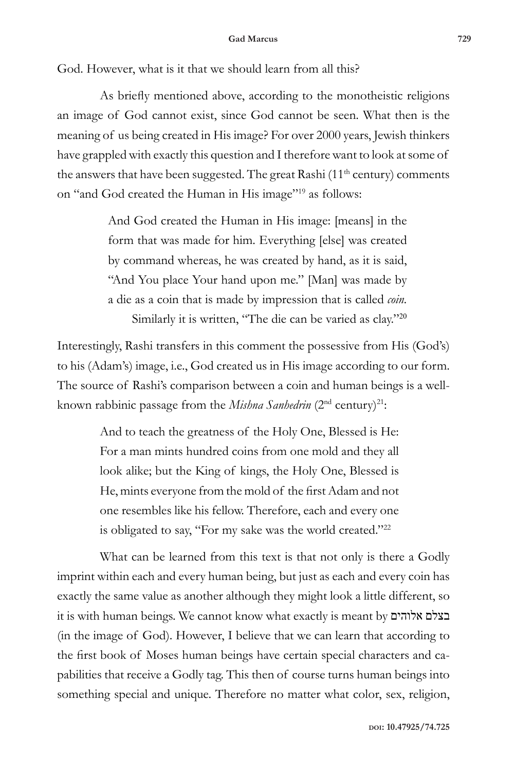God. However, what is it that we should learn from all this?

As briefly mentioned above, according to the monotheistic religions an image of God cannot exist, since God cannot be seen. What then is the meaning of us being created in His image? For over 2000 years, Jewish thinkers have grappled with exactly this question and I therefore want to look at some of the answers that have been suggested. The great Rashi (11th century) comments on "and God created the Human in His image"[19] as follows:

> And God created the Human in His image: [means] in the form that was made for him. Everything [else] was created by command whereas, he was created by hand, as it is said, "And You place Your hand upon me." [Man] was made by a die as a coin that is made by impression that is called *coin*. Similarly it is written, "The die can be varied as clay."[20]

Interestingly, Rashi transfers in this comment the possessive from His (God's) to his (Adam's) image, i.e., God created us in His image according to our form. The source of Rashi's comparison between a coin and human beings is a well-known rabbinic passage from the *Mishna Sanhedrin* (2nd century)[21]:

> And to teach the greatness of the Holy One, Blessed is He: For a man mints hundred coins from one mold and they all look alike; but the King of kings, the Holy One, Blessed is He, mints everyone from the mold of the first Adam and not one resembles like his fellow. Therefore, each and every one is obligated to say, "For my sake was the world created."[22]

What can be learned from this text is that not only is there a Godly imprint within each and every human being, but just as each and every coin has exactly the same value as another although they might look a little different, so it is with human beings. We cannot know what exactly is meant by בצלם אלוהים (in the image of God). However, I believe that we can learn that according to the first book of Moses human beings have certain special characters and capabilities that receive a Godly tag. This then of course turns human beings into something special and unique. Therefore no matter what color, sex, religion,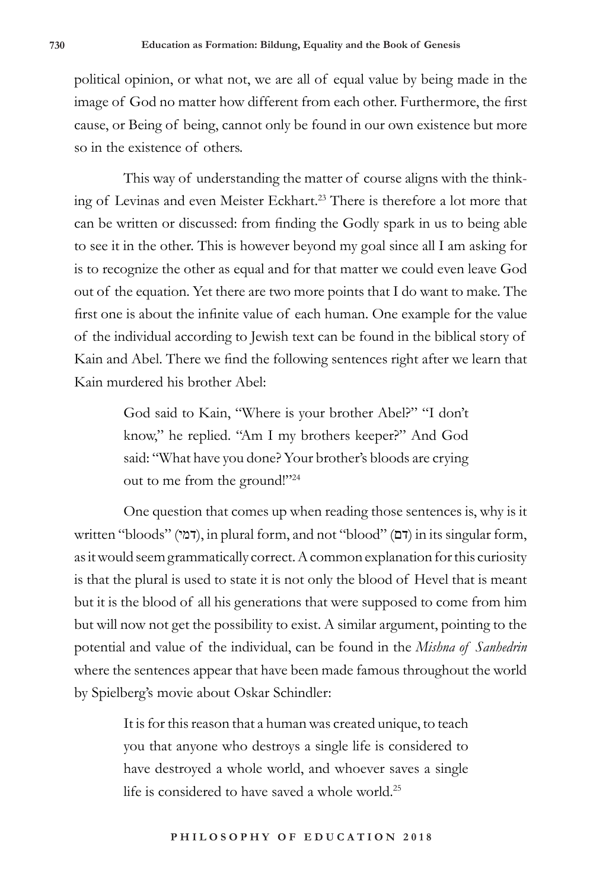political opinion, or what not, we are all of equal value by being made in the image of God no matter how different from each other. Furthermore, the first cause, or Being of being, cannot only be found in our own existence but more so in the existence of others.

This way of understanding the matter of course aligns with the thinking of Levinas and even Meister Eckhart.[23] There is therefore a lot more that can be written or discussed: from finding the Godly spark in us to being able to see it in the other. This is however beyond my goal since all I am asking for is to recognize the other as equal and for that matter we could even leave God out of the equation. Yet there are two more points that I do want to make. The first one is about the infinite value of each human. One example for the value of the individual according to Jewish text can be found in the biblical story of Kain and Abel. There we find the following sentences right after we learn that Kain murdered his brother Abel:

> God said to Kain, "Where is your brother Abel?" "I don't know," he replied. "Am I my brothers keeper?" And God said: "What have you done? Your brother's bloods are crying out to me from the ground!"[24]

One question that comes up when reading those sentences is, why is it written "bloods" (דמי), in plural form, and not "blood" (דם) in its singular form, as it would seem grammatically correct. A common explanation for this curiosity is that the plural is used to state it is not only the blood of Hevel that is meant but it is the blood of all his generations that were supposed to come from him but will now not get the possibility to exist. A similar argument, pointing to the potential and value of the individual, can be found in the *Mishna of Sanhedrin* where the sentences appear that have been made famous throughout the world by Spielberg's movie about Oskar Schindler:

> It is for this reason that a human was created unique, to teach you that anyone who destroys a single life is considered to have destroyed a whole world, and whoever saves a single life is considered to have saved a whole world.[25]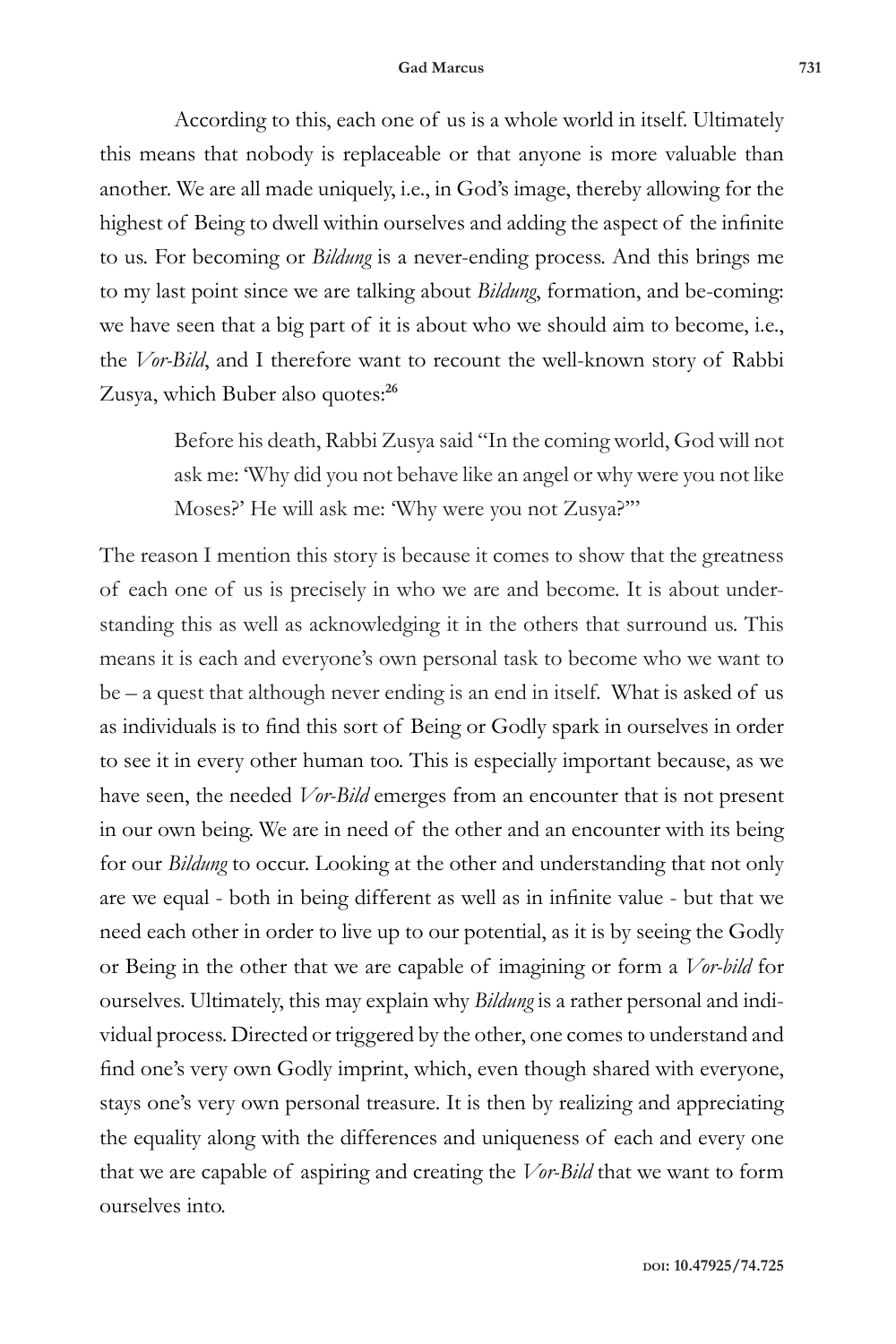According to this, each one of us is a whole world in itself. Ultimately this means that nobody is replaceable or that anyone is more valuable than another. We are all made uniquely, i.e., in God's image, thereby allowing for the highest of Being to dwell within ourselves and adding the aspect of the infinite to us. For becoming or *Bildung* is a never-ending process. And this brings me to my last point since we are talking about *Bildung*, formation, and be-coming: we have seen that a big part of it is about who we should aim to become, i.e., the *Vor-Bild*, and I therefore want to recount the well-known story of Rabbi Zusya, which Buber also quotes:[26]

> Before his death, Rabbi Zusya said "In the coming world, God will not ask me: 'Why did you not behave like an angel or why were you not like Moses?' He will ask me: 'Why were you not Zusya?'"

The reason I mention this story is because it comes to show that the greatness of each one of us is precisely in who we are and become. It is about understanding this as well as acknowledging it in the others that surround us. This means it is each and everyone's own personal task to become who we want to be – a quest that although never ending is an end in itself. What is asked of us as individuals is to find this sort of Being or Godly spark in ourselves in order to see it in every other human too. This is especially important because, as we have seen, the needed *Vor-Bild* emerges from an encounter that is not present in our own being. We are in need of the other and an encounter with its being for our *Bildung* to occur. Looking at the other and understanding that not only are we equal - both in being different as well as in infinite value - but that we need each other in order to live up to our potential, as it is by seeing the Godly or Being in the other that we are capable of imagining or form a *Vor-bild* for ourselves. Ultimately, this may explain why *Bildung* is a rather personal and individual process. Directed or triggered by the other, one comes to understand and find one's very own Godly imprint, which, even though shared with everyone, stays one's very own personal treasure. It is then by realizing and appreciating the equality along with the differences and uniqueness of each and every one that we are capable of aspiring and creating the *Vor-Bild* that we want to form ourselves into.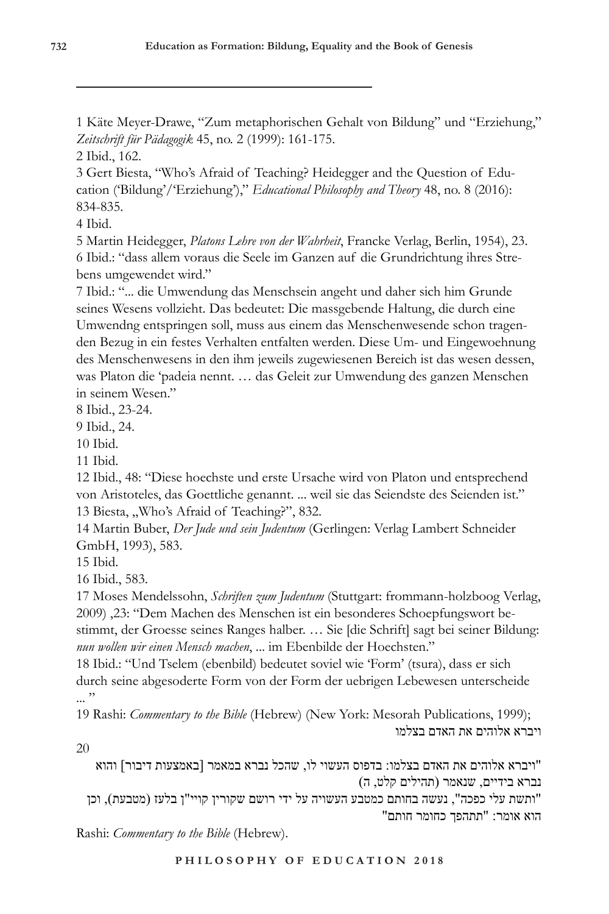1 Käte Meyer-Drawe, “Zum metaphorischen Gehalt von Bildung” und “Erziehung,” *Zeitschrift für Pädagogik* 45, no. 2 (1999): 161-175.

2 Ibid., 162.

3 Gert Biesta, “Who’s Afraid of Teaching? Heidegger and the Question of Education (‘Bildung’/‘Erziehung’),” *Educational Philosophy and Theory* 48, no. 8 (2016): 834-835.

4 Ibid.

5 Martin Heidegger, *Platons Lehre von der Wahrheit*, Francke Verlag, Berlin, 1954), 23.

6 Ibid.: “dass allem voraus die Seele im Ganzen auf die Grundrichtung ihres Strebens umgewendet wird.”

7 Ibid.: “... die Umwendung das Menschsein angeht und daher sich him Grunde seines Wesens vollzieht. Das bedeutet: Die massgebende Haltung, die durch eine Umwendng entspringen soll, muss aus einem das Menschenwesende schon tragenden Bezug in ein festes Verhalten entfalten werden. Diese Um- und Eingewoehnung des Menschenwesens in den ihm jeweils zugewiesenen Bereich ist das wesen dessen, was Platon die ‘padeia nennt. … das Geleit zur Umwendung des ganzen Menschen in seinem Wesen.”

8 Ibid., 23-24.

9 Ibid., 24.

10 Ibid.

11 Ibid.

12 Ibid., 48: “Diese hoechste und erste Ursache wird von Platon und entsprechend von Aristoteles, das Goettliche genannt. ... weil sie das Seiendste des Seienden ist.”

13 Biesta, „Who’s Afraid of Teaching?”, 832.

14 Martin Buber, *Der Jude und sein Judentum* (Gerlingen: Verlag Lambert Schneider GmbH, 1993), 583.

15 Ibid.

16 Ibid., 583.

17 Moses Mendelssohn, *Schriften zum Judentum* (Stuttgart: frommann-holzboog Verlag, 2009) ,23: “Dem Machen des Menschen ist ein besonderes Schoepfungswort bestimmt, der Groesse seines Ranges halber. … Sie [die Schrift] sagt bei seiner Bildung: *nun wollen wir einen Mensch machen*, ... im Ebenbilde der Hoechsten.”

18 Ibid.: “Und Tselem (ebenbild) bedeutet soviel wie ‘Form’ (tsura), dass er sich durch seine abgesoderte Form von der Form der uebrigen Lebewesen unterscheide ... ”

19 Rashi: *Commentary to the Bible* (Hebrew) (New York: Mesorah Publications, 1999); ויברא אלוהים את האדם בצלמו

20

"ויברא אלוהים את האדם בצלמו: בדפוס העשוי לו, שהכל נברא במאמר [באמצעות דיבור] והוא נברא בידיים, שנאמר (תהילים קלט, ה)

"ותשת עלי כפכה", נעשה בחותם כמטבע העשויה על ידי רושם שקורין קויי"ן בלעז (מטבעת), וכן הוא אומר: "תתהפך כחומר חותם"

Rashi: *Commentary to the Bible* (Hebrew).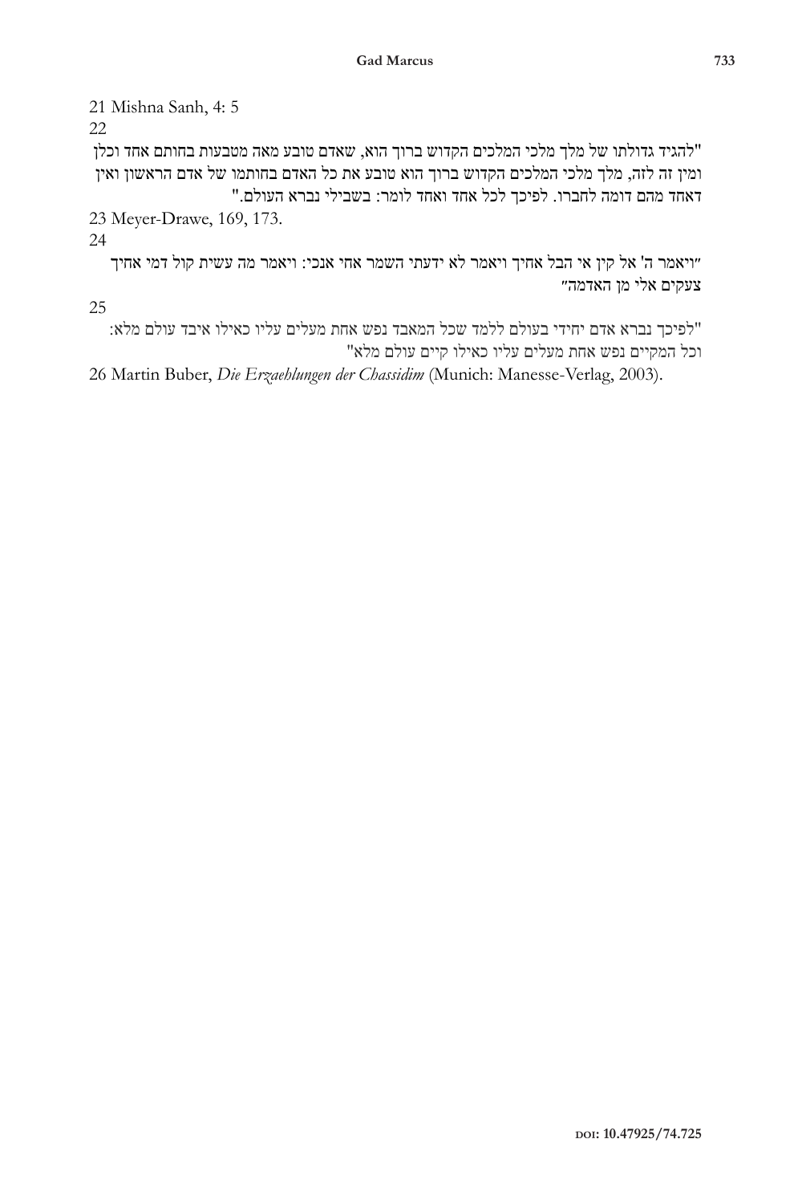21 Mishna Sanh, 4: 5

22

"להגיד גדולתו של מלך מלכי המלכים הקדוש ברוך הוא, שאדם טובע מאה מטבעות בחותם אחד וכלן ומין זה לזה, מלך מלכי המלכים הקדוש ברוך הוא טובע את כל האדם בחותמו של אדם הראשון ואין דאחד מהם דומה לחברו. לפיכך לכל אחד ואחד לומר: בשבילי נברא העולם."

23 Meyer-Drawe, 169, 173.

24

"ויאמר ה' אל קין אי הבל אחיך ויאמר לא ידעתי השמר אחי אנכי: ויאמר מה עשית קול דמי אחיך צעקים אלי מן האדמה"

25

"לפיכך נברא אדם יחידי בעולם ללמד שכל המאבד נפש אחת מעלים עליו כאילו איבד עולם מלא: וכל המקיים נפש אחת מעלים עליו כאילו קיים עולם מלא"

26 Martin Buber, *Die Erzaehlungen der Chassidim* (Munich: Manesse-Verlag, 2003).